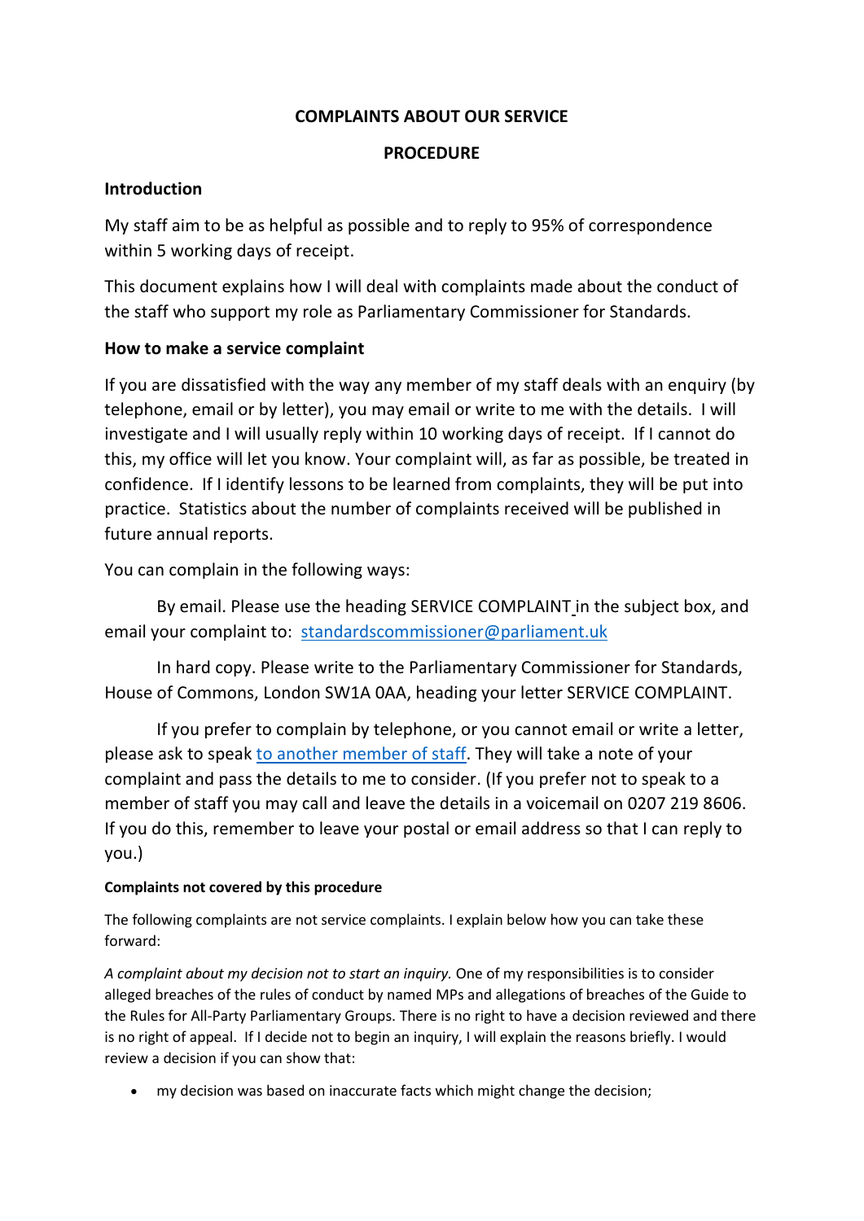**COMPLAINTS ABOUT OUR SERVICE**

**PROCEDURE**

**Introduction**

My staff aim to be as helpful as possible and to reply to 95% of correspondence within 5 working days of receipt.

This document explains how I will deal with complaints made about the conduct of the staff who support my role as Parliamentary Commissioner for Standards.

**How to make a service complaint**

If you are dissatisfied with the way any member of my staff deals with an enquiry (by telephone, email or by letter), you may email or write to me with the details. I will investigate and I will usually reply within 10 working days of receipt. If I cannot do this, my office will let you know. Your complaint will, as far as possible, be treated in confidence. If I identify lessons to be learned from complaints, they will be put into practice. Statistics about the number of complaints received will be published in future annual reports.

You can complain in the following ways:

By email. Please use the heading SERVICE COMPLAINT in the subject box, and email your complaint to: [standardscommissioner@parliament.uk](mailto:standardscommissioner@parliament.uk)

In hard copy. Please write to the Parliamentary Commissioner for Standards, House of Commons, London SW1A 0AA, heading your letter SERVICE COMPLAINT.

If you prefer to complain by telephone, or you cannot email or write a letter, please ask to speak to another member of staff. They will take a note of your complaint and pass the details to me to consider. (If you prefer not to speak to a member of staff you may call and leave the details in a voicemail on 0207 219 8606. If you do this, remember to leave your postal or email address so that I can reply to you.)

**Complaints not covered by this procedure**

The following complaints are not service complaints. I explain below how you can take these forward:

*A complaint about my decision not to start an inquiry.* One of my responsibilities is to consider alleged breaches of the rules of conduct by named MPs and allegations of breaches of the Guide to the Rules for All-Party Parliamentary Groups. There is no right to have a decision reviewed and there is no right of appeal. If I decide not to begin an inquiry, I will explain the reasons briefly. I would review a decision if you can show that:

- my decision was based on inaccurate facts which might change the decision;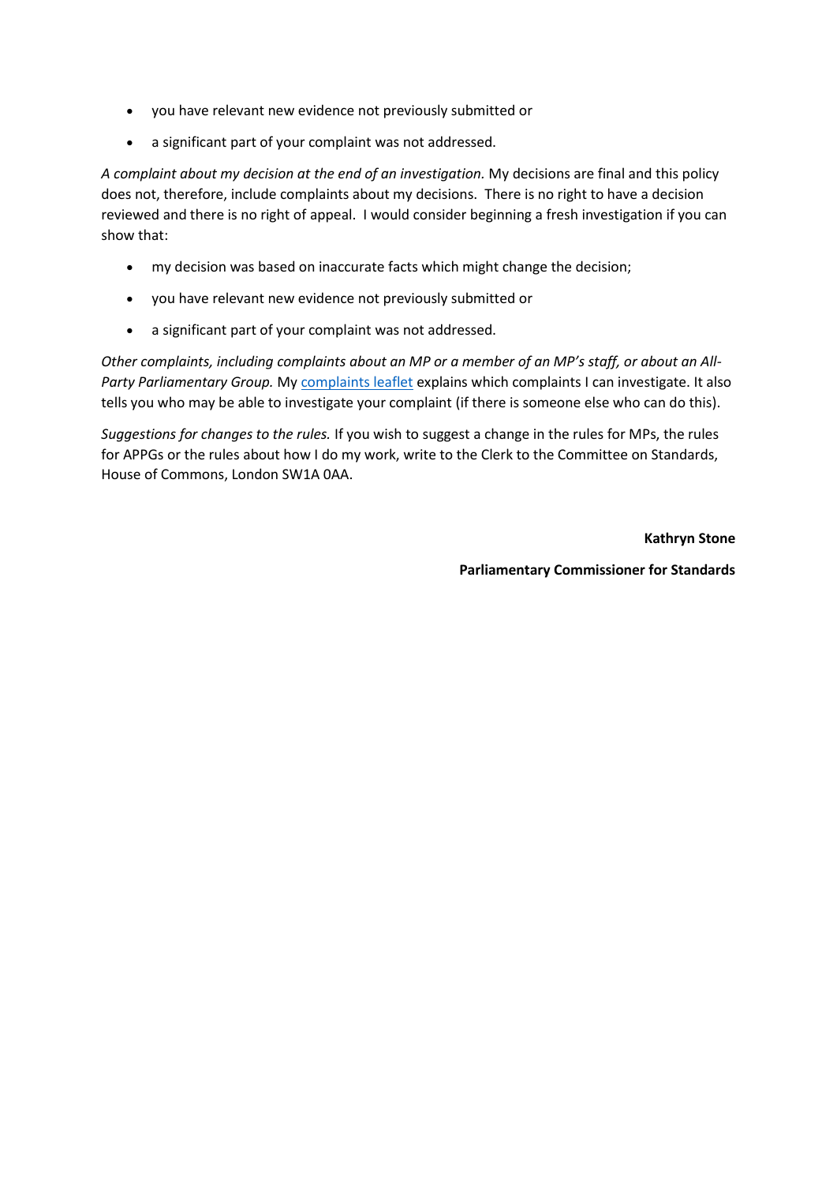- you have relevant new evidence not previously submitted or
- a significant part of your complaint was not addressed.

*A complaint about my decision at the end of an investigation.* My decisions are final and this policy does not, therefore, include complaints about my decisions. There is no right to have a decision reviewed and there is no right of appeal. I would consider beginning a fresh investigation if you can show that:

- my decision was based on inaccurate facts which might change the decision;
- you have relevant new evidence not previously submitted or
- a significant part of your complaint was not addressed.

*Other complaints, including complaints about an MP or a member of an MP's staff, or about an All-Party Parliamentary Group.* My complaints leaflet explains which complaints I can investigate. It also tells you who may be able to investigate your complaint (if there is someone else who can do this).

*Suggestions for changes to the rules.* If you wish to suggest a change in the rules for MPs, the rules for APPGs or the rules about how I do my work, write to the Clerk to the Committee on Standards, House of Commons, London SW1A 0AA.

**Kathryn Stone**

**Parliamentary Commissioner for Standards**